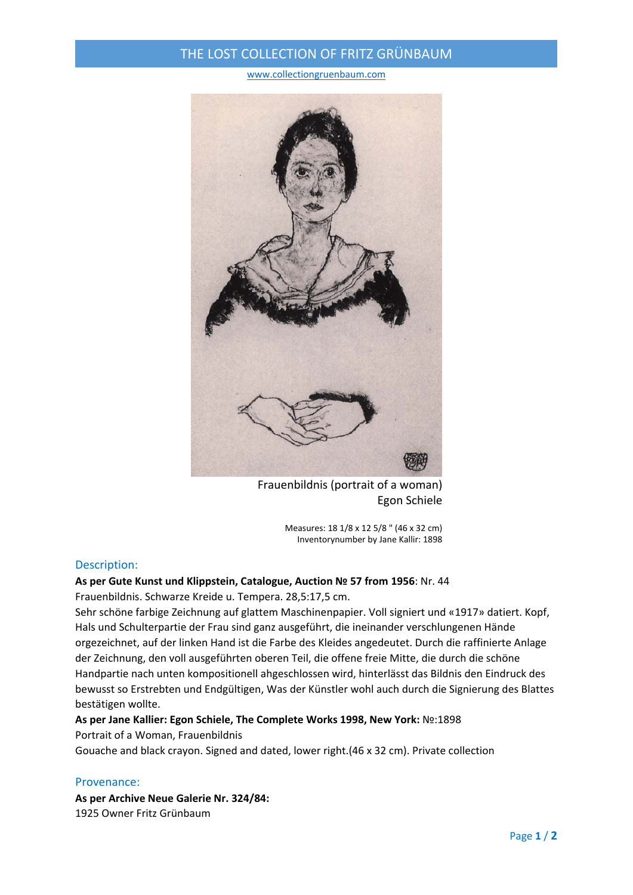# THE LOST COLLECTION OF FRITZ GRÜNBAUM

www.collectiongruenbaum.com

Frauenbildnis (portrait of a woman)
Egon Schiele

Measures: 18 1/8 x 12 5/8 " (46 x 32 cm)
Inventorynumber by Jane Kallir: 1898

## Description:

**As per Gute Kunst und Klippstein, Catalogue, Auction № 57 from 1956**: Nr. 44
Frauenbildnis. Schwarze Kreide u. Tempera. 28,5:17,5 cm.
Sehr schöne farbige Zeichnung auf glattem Maschinenpapier. Voll signiert und «1917» datiert. Kopf, Hals und Schulterpartie der Frau sind ganz ausgeführt, die ineinander verschlungenen Hände orgezeichnet, auf der linken Hand ist die Farbe des Kleides angedeutet. Durch die raffinierte Anlage der Zeichnung, den voll ausgeführten oberen Teil, die offene freie Mitte, die durch die schöne Handpartie nach unten kompositionell ahgeschlossen wird, hinterlässt das Bildnis den Eindruck des bewusst so Erstrebten und Endgültigen, Was der Künstler wohl auch durch die Signierung des Blattes bestätigen wollte.

**As per Jane Kallier: Egon Schiele, The Complete Works 1998, New York:** №:1898
Portrait of a Woman, Frauenbildnis
Gouache and black crayon. Signed and dated, lower right.(46 x 32 cm). Private collection

## Provenance:

**As per Archive Neue Galerie Nr. 324/84:**
1925 Owner Fritz Grünbaum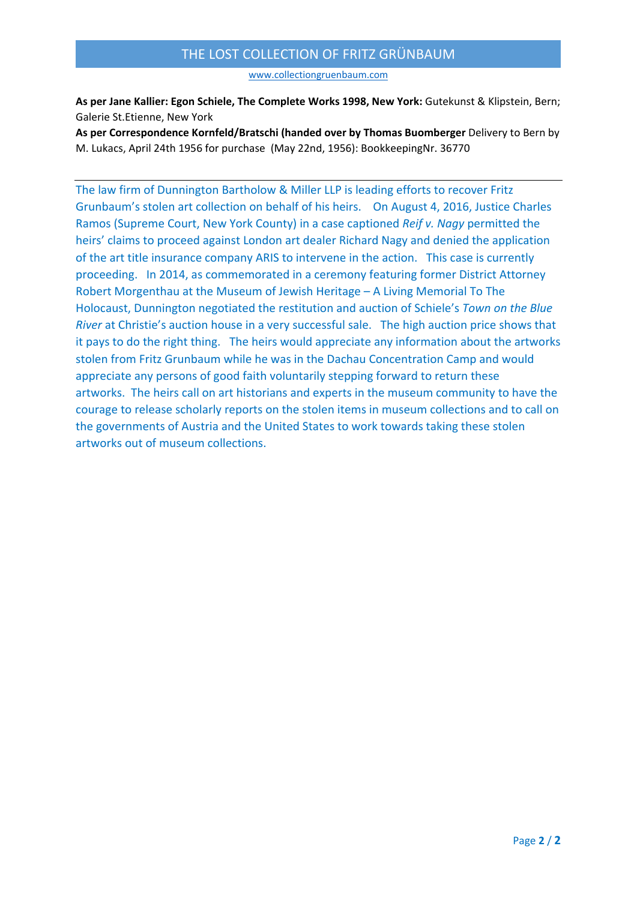**As per Jane Kallier: Egon Schiele, The Complete Works 1998, New York:** Gutekunst & Klipstein, Bern; Galerie St.Etienne, New York

**As per Correspondence Kornfeld/Bratschi (handed over by Thomas Buomberger** Delivery to Bern by M. Lukacs, April 24th 1956 for purchase (May 22nd, 1956): BookkeepingNr. 36770

---

The law firm of Dunnington Bartholow & Miller LLP is leading efforts to recover Fritz Grunbaum's stolen art collection on behalf of his heirs. On August 4, 2016, Justice Charles Ramos (Supreme Court, New York County) in a case captioned *Reif v. Nagy* permitted the heirs' claims to proceed against London art dealer Richard Nagy and denied the application of the art title insurance company ARIS to intervene in the action. This case is currently proceeding. In 2014, as commemorated in a ceremony featuring former District Attorney Robert Morgenthau at the Museum of Jewish Heritage – A Living Memorial To The Holocaust, Dunnington negotiated the restitution and auction of Schiele's *Town on the Blue River* at Christie's auction house in a very successful sale. The high auction price shows that it pays to do the right thing. The heirs would appreciate any information about the artworks stolen from Fritz Grunbaum while he was in the Dachau Concentration Camp and would appreciate any persons of good faith voluntarily stepping forward to return these artworks. The heirs call on art historians and experts in the museum community to have the courage to release scholarly reports on the stolen items in museum collections and to call on the governments of Austria and the United States to work towards taking these stolen artworks out of museum collections.